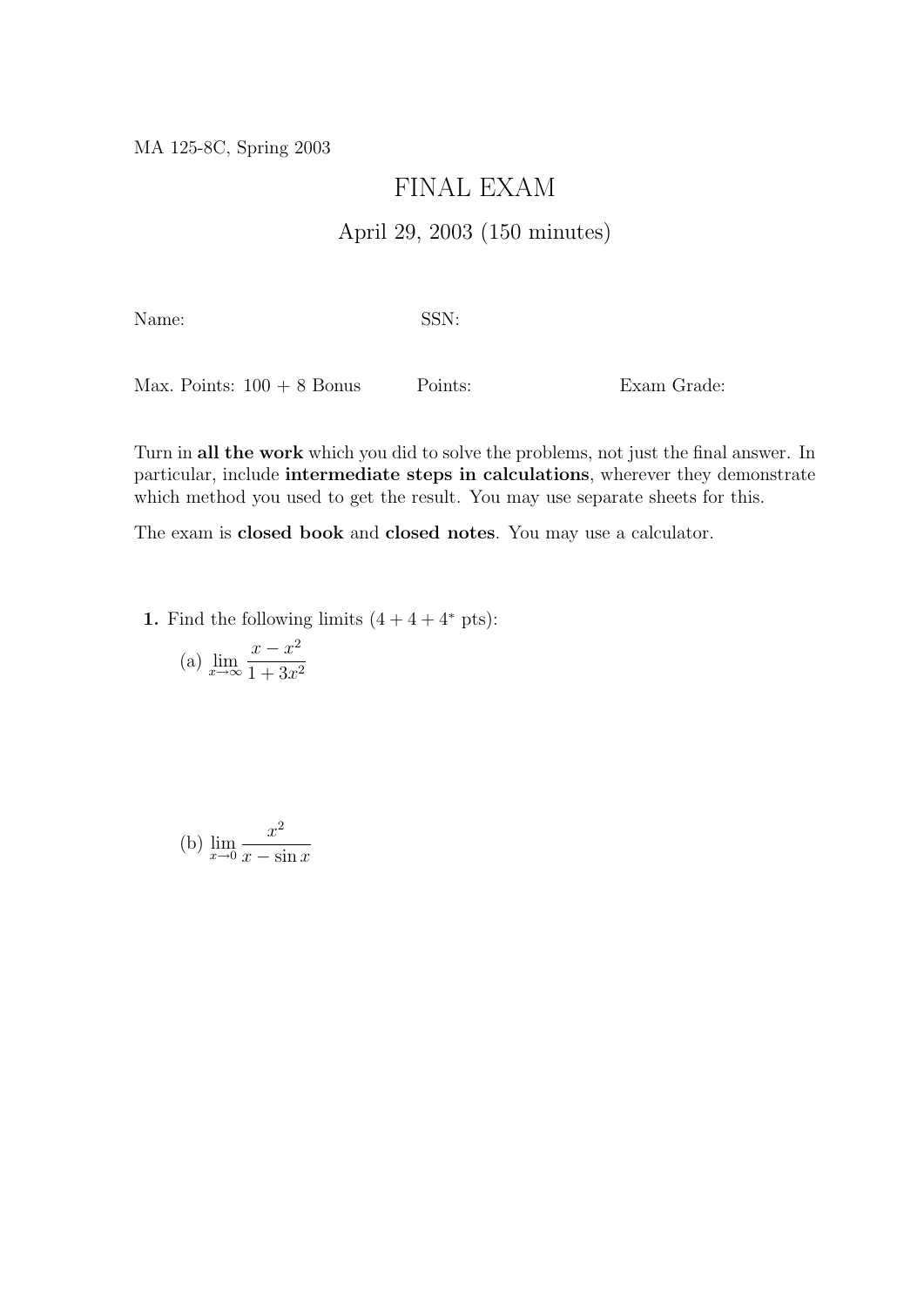MA 125-8C, Spring 2003

# FINAL EXAM

## April 29, 2003 (150 minutes)

Name: SSN:

Max. Points: 100 + 8 Bonus Points: Exam Grade:

Turn in **all the work** which you did to solve the problems, not just the final answer. In particular, include **intermediate steps in calculations**, wherever they demonstrate which method you used to get the result. You may use separate sheets for this.

The exam is **closed book** and **closed notes**. You may use a calculator.

**1.** Find the following limits ($4 + 4 + 4^*$ pts):

(a) $\lim_{x \to \infty} \dfrac{x - x^2}{1 + 3x^2}$

(b) $\lim_{x \to 0} \dfrac{x^2}{x - \sin x}$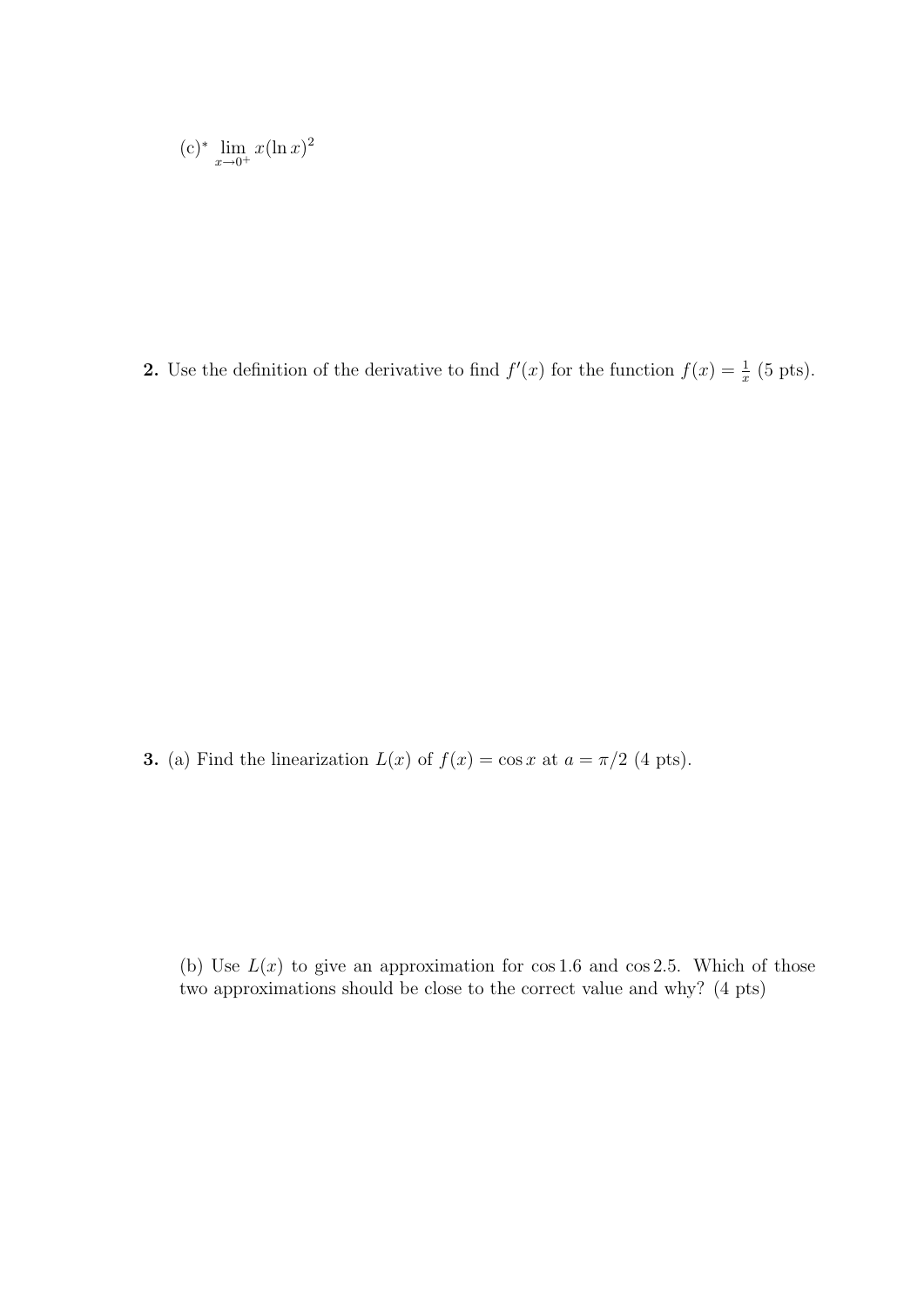(c)* $\lim_{x \to 0^+} x(\ln x)^2$

**2.** Use the definition of the derivative to find $f'(x)$ for the function $f(x) = \frac{1}{x}$ (5 pts).

**3.** (a) Find the linearization $L(x)$ of $f(x) = \cos x$ at $a = \pi/2$ (4 pts).

(b) Use $L(x)$ to give an approximation for $\cos 1.6$ and $\cos 2.5$. Which of those two approximations should be close to the correct value and why? (4 pts)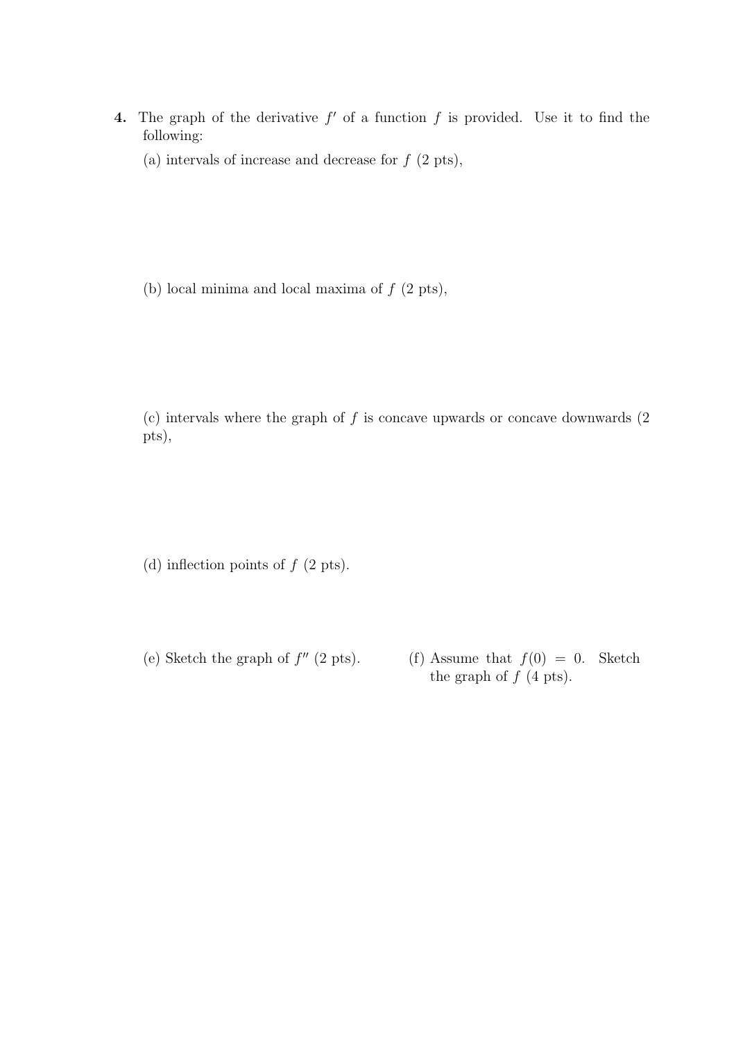**4.** The graph of the derivative $f'$ of a function $f$ is provided. Use it to find the following:

(a) intervals of increase and decrease for $f$ (2 pts),

(b) local minima and local maxima of $f$ (2 pts),

(c) intervals where the graph of $f$ is concave upwards or concave downwards (2 pts),

(d) inflection points of $f$ (2 pts).

(e) Sketch the graph of $f''$ (2 pts).

(f) Assume that $f(0) = 0$. Sketch the graph of $f$ (4 pts).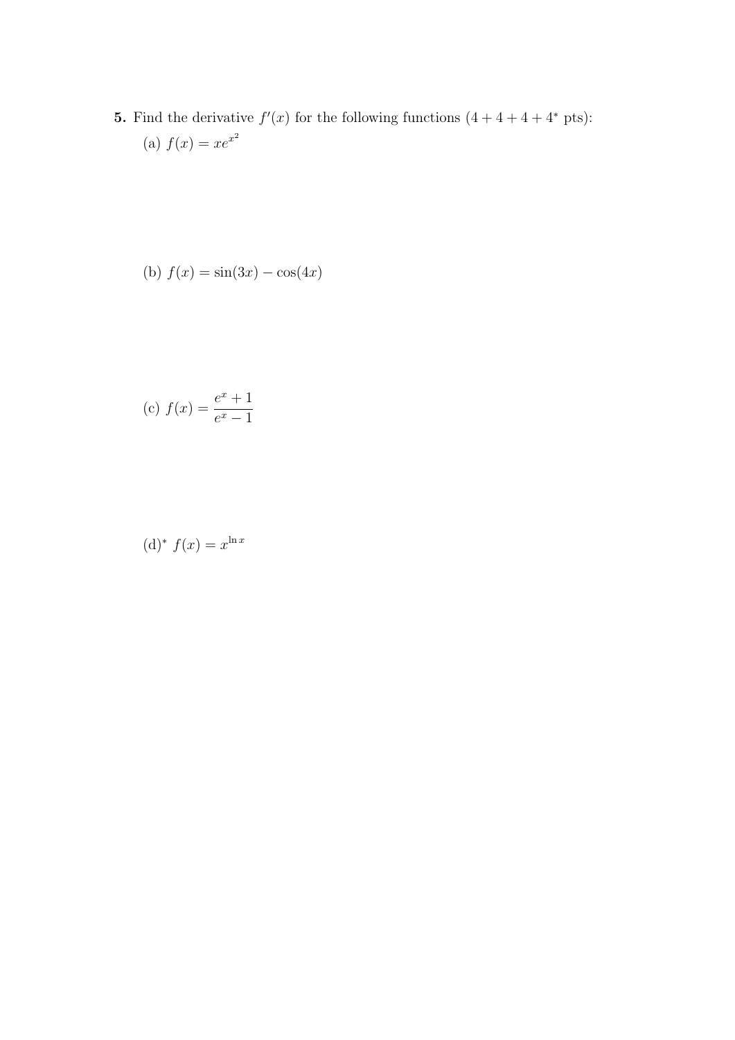**5.** Find the derivative $f'(x)$ for the following functions ($4 + 4 + 4 + 4^*$ pts):

(a) $f(x) = xe^{x^2}$

(b) $f(x) = \sin(3x) - \cos(4x)$

(c) $f(x) = \dfrac{e^x + 1}{e^x - 1}$

(d)* $f(x) = x^{\ln x}$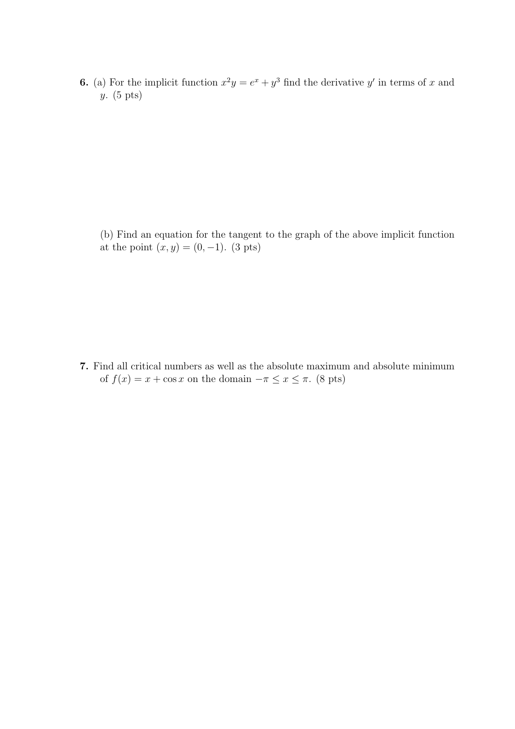**6.** (a) For the implicit function $x^2 y = e^x + y^3$ find the derivative $y'$ in terms of $x$ and $y$. (5 pts)

(b) Find an equation for the tangent to the graph of the above implicit function at the point $(x, y) = (0, -1)$. (3 pts)

**7.** Find all critical numbers as well as the absolute maximum and absolute minimum of $f(x) = x + \cos x$ on the domain $-\pi \leq x \leq \pi$. (8 pts)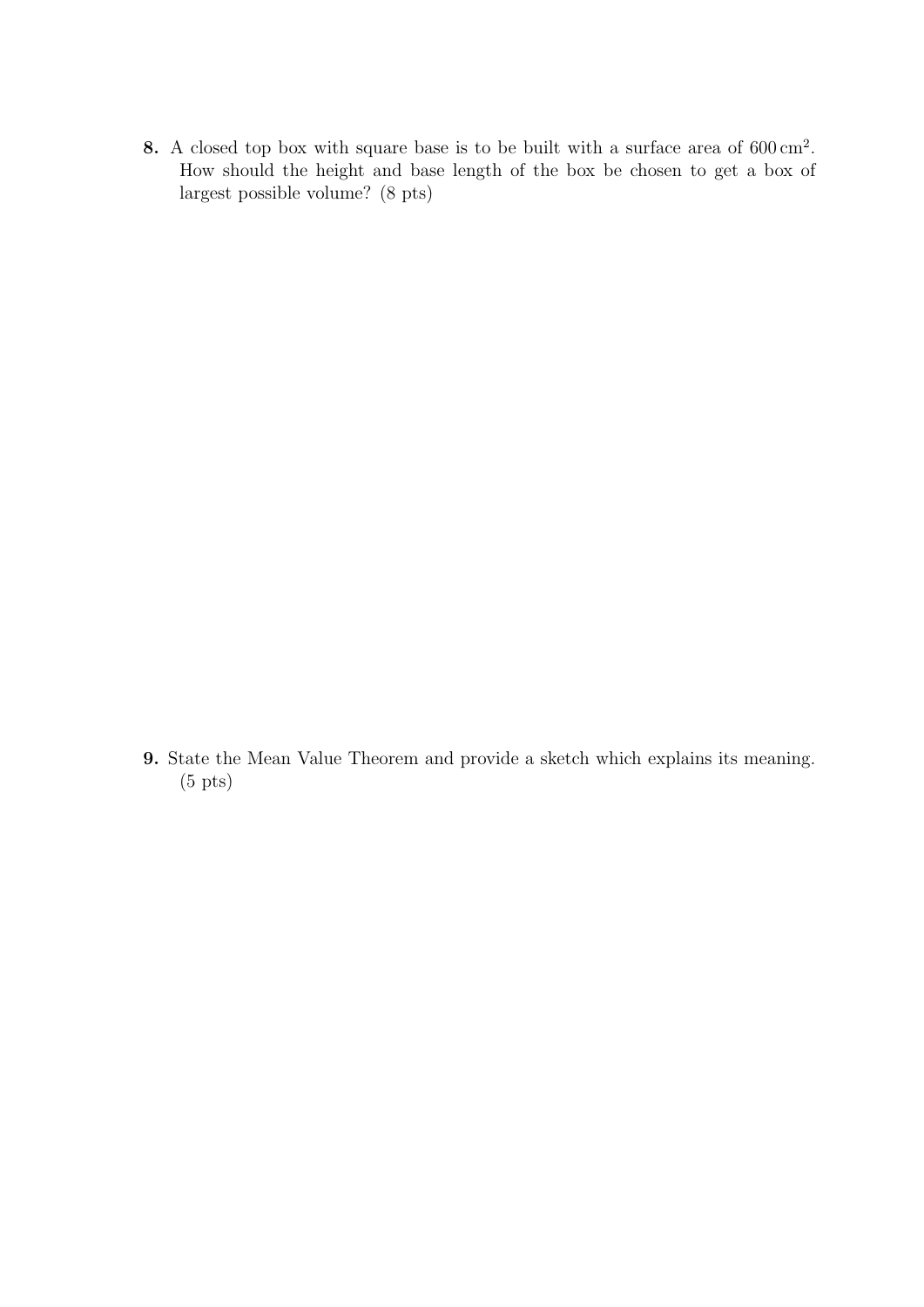**8.** A closed top box with square base is to be built with a surface area of $600\,\text{cm}^2$. How should the height and base length of the box be chosen to get a box of largest possible volume? (8 pts)

**9.** State the Mean Value Theorem and provide a sketch which explains its meaning. (5 pts)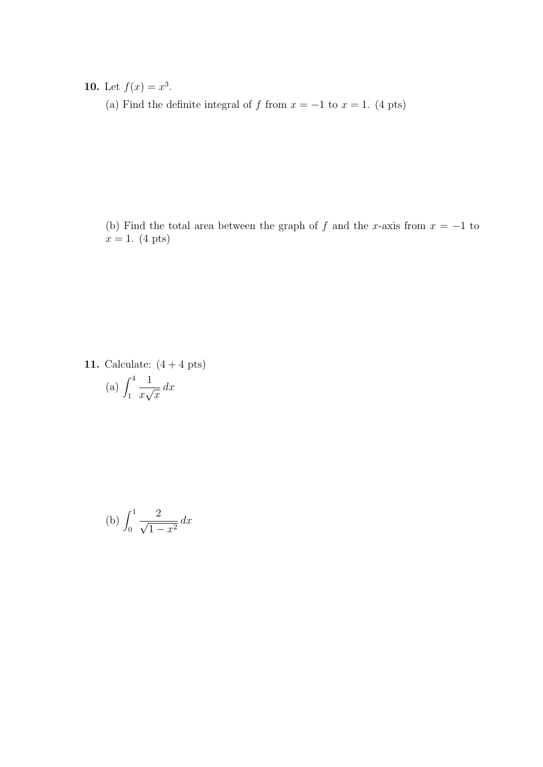**10.** Let $f(x) = x^3$.

(a) Find the definite integral of $f$ from $x = -1$ to $x = 1$. (4 pts)

(b) Find the total area between the graph of $f$ and the $x$-axis from $x = -1$ to $x = 1$. (4 pts)

**11.** Calculate: (4 + 4 pts)

(a) $\displaystyle\int_1^4 \frac{1}{x\sqrt{x}}\,dx$

(b) $\displaystyle\int_0^1 \frac{2}{\sqrt{1-x^2}}\,dx$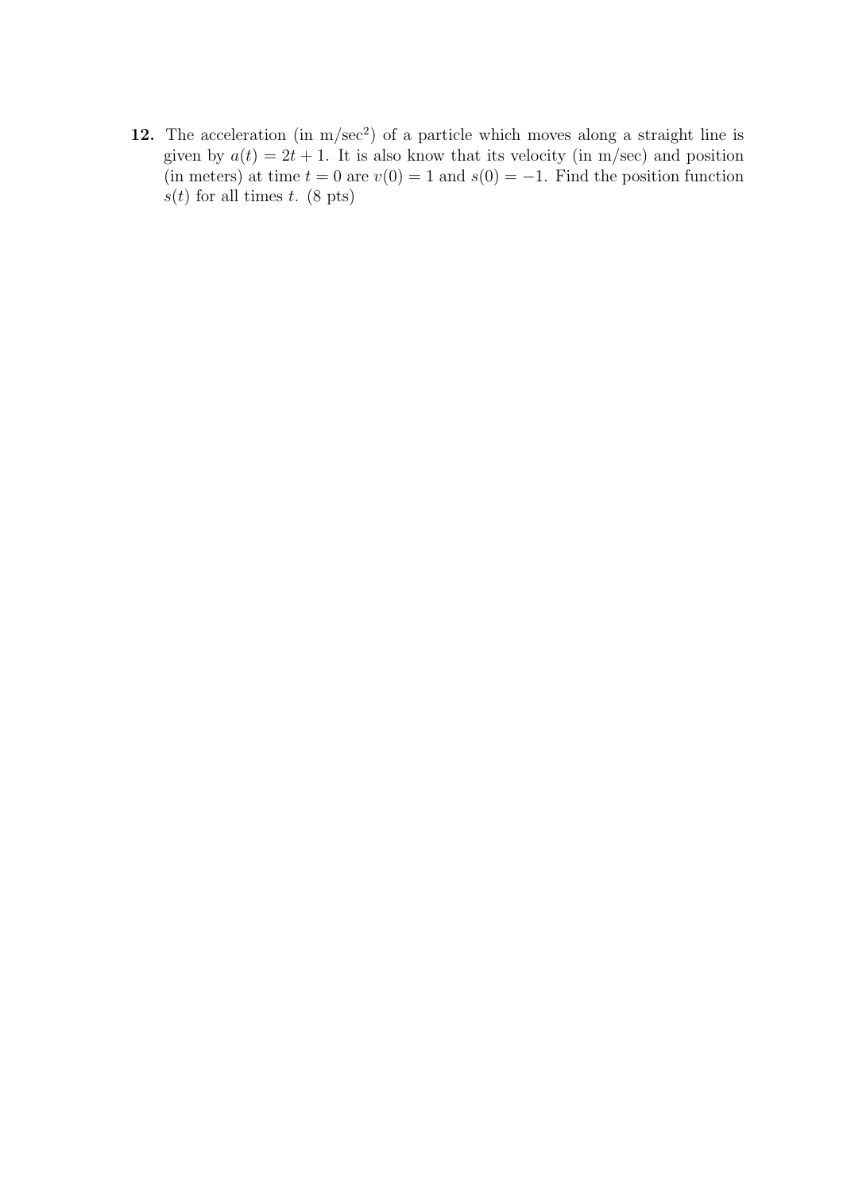**12.** The acceleration (in m/sec$^2$) of a particle which moves along a straight line is given by $a(t) = 2t + 1$. It is also know that its velocity (in m/sec) and position (in meters) at time $t = 0$ are $v(0) = 1$ and $s(0) = -1$. Find the position function $s(t)$ for all times $t$. (8 pts)